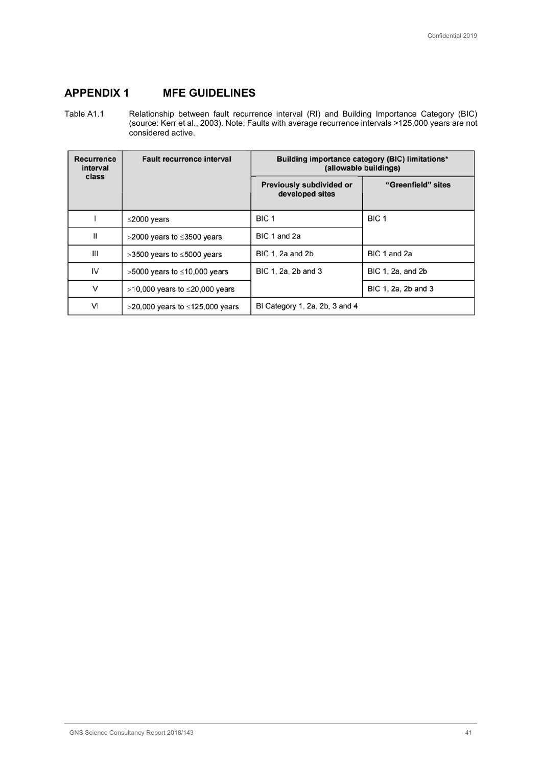# APPENDIX 1 MFE GUIDELINES

Table A1.1 Relationship between fault recurrence interval (RI) and Building Importance Category (BIC) (source: Kerr et al., 2003). Note: Faults with average recurrence intervals >125,000 years are not considered active.

| Recurrence interval class | Fault recurrence interval | Building importance category (BIC) limitations* (allowable buildings) | |
|---|---|---|---|
| | | Previously subdivided or developed sites | "Greenfield" sites |
| I | ≤2000 years | BIC 1 | BIC 1 |
| II | >2000 years to ≤3500 years | BIC 1 and 2a | |
| III | >3500 years to ≤5000 years | BIC 1, 2a and 2b | BIC 1 and 2a |
| IV | >5000 years to ≤10,000 years | BIC 1, 2a, 2b and 3 | BIC 1, 2a, and 2b |
| V | >10,000 years to ≤20,000 years | | BIC 1, 2a, 2b and 3 |
| VI | >20,000 years to ≤125,000 years | BI Category 1, 2a, 2b, 3 and 4 | |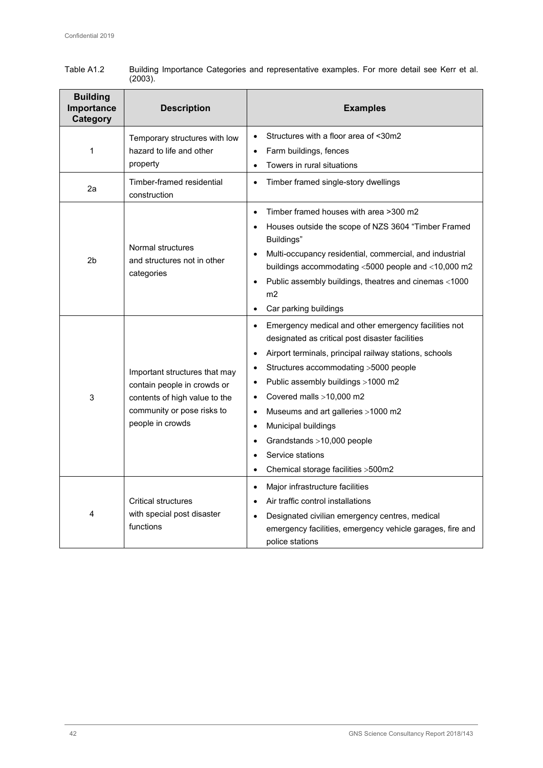Table A1.2 Building Importance Categories and representative examples. For more detail see Kerr et al. (2003).

| Building Importance Category | Description | Examples |
|---|---|---|
| 1 | Temporary structures with low hazard to life and other property | • Structures with a floor area of <30m2<br>• Farm buildings, fences<br>• Towers in rural situations |
| 2a | Timber-framed residential construction | • Timber framed single-story dwellings |
| 2b | Normal structures and structures not in other categories | • Timber framed houses with area >300 m2<br>• Houses outside the scope of NZS 3604 "Timber Framed Buildings"<br>• Multi-occupancy residential, commercial, and industrial buildings accommodating <5000 people and <10,000 m2<br>• Public assembly buildings, theatres and cinemas <1000 m2<br>• Car parking buildings |
| 3 | Important structures that may contain people in crowds or contents of high value to the community or pose risks to people in crowds | • Emergency medical and other emergency facilities not designated as critical post disaster facilities<br>• Airport terminals, principal railway stations, schools<br>• Structures accommodating >5000 people<br>• Public assembly buildings >1000 m2<br>• Covered malls >10,000 m2<br>• Museums and art galleries >1000 m2<br>• Municipal buildings<br>• Grandstands >10,000 people<br>• Service stations<br>• Chemical storage facilities >500m2 |
| 4 | Critical structures with special post disaster functions | • Major infrastructure facilities<br>• Air traffic control installations<br>• Designated civilian emergency centres, medical emergency facilities, emergency vehicle garages, fire and police stations |